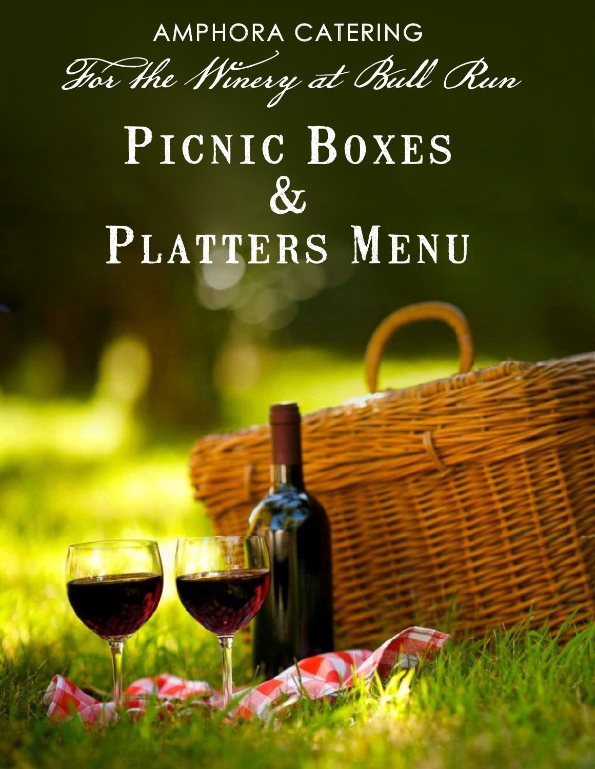AMPHORA CATERING

*For the Winery at Bull Run*

# Picnic Boxes & Platters Menu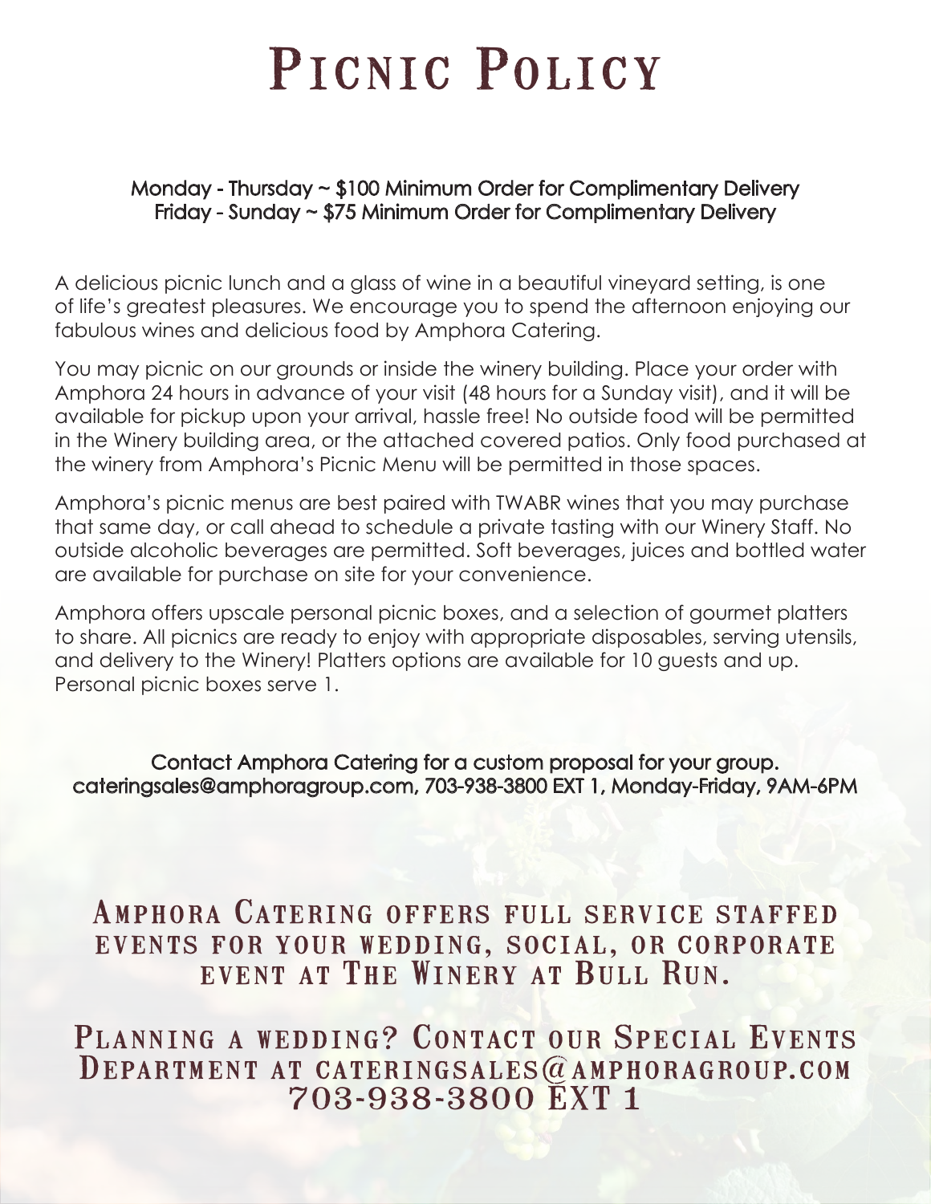# Picnic Policy

**Monday - Thursday ~ $100 Minimum Order for Complimentary Delivery**
**Friday - Sunday ~ $75 Minimum Order for Complimentary Delivery**

A delicious picnic lunch and a glass of wine in a beautiful vineyard setting, is one of life's greatest pleasures. We encourage you to spend the afternoon enjoying our fabulous wines and delicious food by Amphora Catering.

You may picnic on our grounds or inside the winery building. Place your order with Amphora 24 hours in advance of your visit (48 hours for a Sunday visit), and it will be available for pickup upon your arrival, hassle free! No outside food will be permitted in the Winery building area, or the attached covered patios. Only food purchased at the winery from Amphora's Picnic Menu will be permitted in those spaces.

Amphora's picnic menus are best paired with TWABR wines that you may purchase that same day, or call ahead to schedule a private tasting with our Winery Staff. No outside alcoholic beverages are permitted. Soft beverages, juices and bottled water are available for purchase on site for your convenience.

Amphora offers upscale personal picnic boxes, and a selection of gourmet platters to share. All picnics are ready to enjoy with appropriate disposables, serving utensils, and delivery to the Winery! Platters options are available for 10 guests and up. Personal picnic boxes serve 1.

**Contact Amphora Catering for a custom proposal for your group.**
**cateringsales@amphoragroup.com, 703-938-3800 EXT 1, Monday-Friday, 9AM-6PM**

## Amphora Catering offers full service staffed events for your wedding, social, or corporate event at The Winery at Bull Run.

## Planning a wedding? Contact our Special Events Department at cateringsales@amphoragroup.com 703-938-3800 EXT 1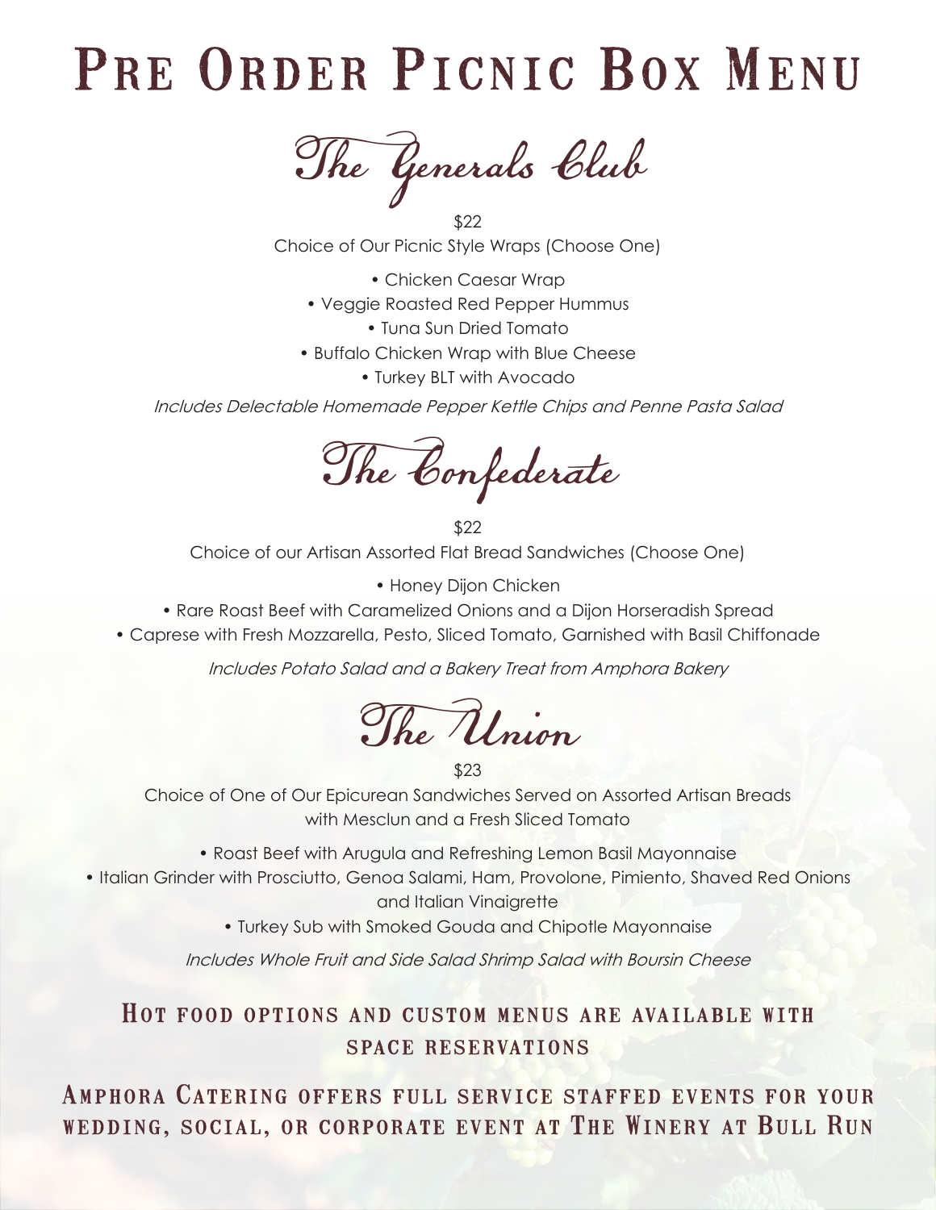# Pre Order Picnic Box Menu

## The Generals Club

$22

Choice of Our Picnic Style Wraps (Choose One)

- Chicken Caesar Wrap
- Veggie Roasted Red Pepper Hummus
- Tuna Sun Dried Tomato
- Buffalo Chicken Wrap with Blue Cheese
- Turkey BLT with Avocado

*Includes Delectable Homemade Pepper Kettle Chips and Penne Pasta Salad*

## The Confederate

$22

Choice of our Artisan Assorted Flat Bread Sandwiches (Choose One)

- Honey Dijon Chicken
- Rare Roast Beef with Caramelized Onions and a Dijon Horseradish Spread
- Caprese with Fresh Mozzarella, Pesto, Sliced Tomato, Garnished with Basil Chiffonade

*Includes Potato Salad and a Bakery Treat from Amphora Bakery*

## The Union

$23

Choice of One of Our Epicurean Sandwiches Served on Assorted Artisan Breads with Mesclun and a Fresh Sliced Tomato

- Roast Beef with Arugula and Refreshing Lemon Basil Mayonnaise
- Italian Grinder with Prosciutto, Genoa Salami, Ham, Provolone, Pimiento, Shaved Red Onions and Italian Vinaigrette
- Turkey Sub with Smoked Gouda and Chipotle Mayonnaise

*Includes Whole Fruit and Side Salad Shrimp Salad with Boursin Cheese*

### Hot food options and custom menus are available with space reservations

### Amphora Catering offers full service staffed events for your wedding, social, or corporate event at The Winery at Bull Run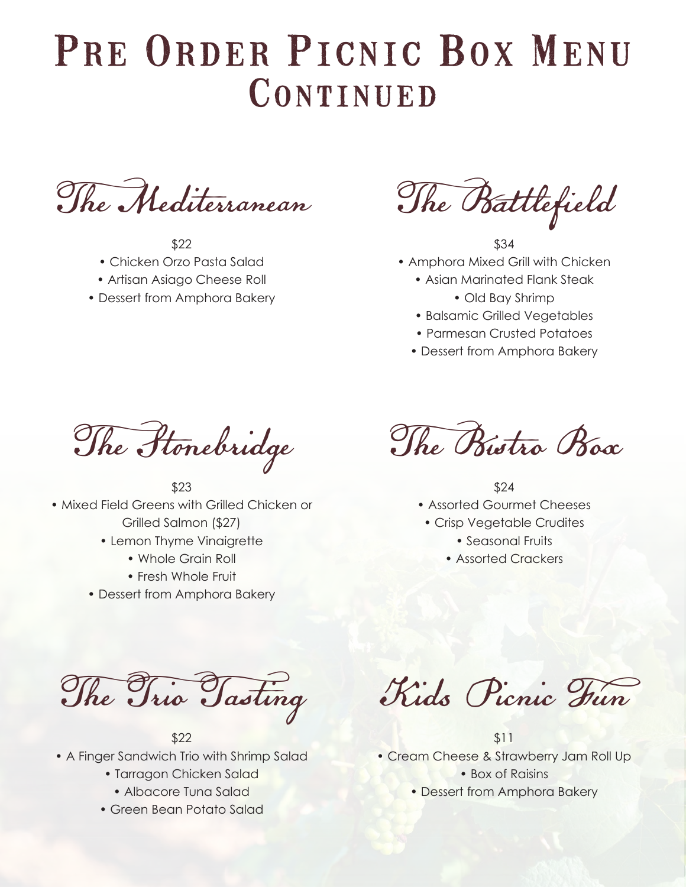# Pre Order Picnic Box Menu Continued

## The Mediterranean

$22

- Chicken Orzo Pasta Salad
- Artisan Asiago Cheese Roll
- Dessert from Amphora Bakery

## The Battlefield

$34

- Amphora Mixed Grill with Chicken
- Asian Marinated Flank Steak
- Old Bay Shrimp
- Balsamic Grilled Vegetables
- Parmesan Crusted Potatoes
- Dessert from Amphora Bakery

## The Stonebridge

$23

- Mixed Field Greens with Grilled Chicken or Grilled Salmon ($27)
- Lemon Thyme Vinaigrette
- Whole Grain Roll
- Fresh Whole Fruit
- Dessert from Amphora Bakery

## The Bistro Box

$24

- Assorted Gourmet Cheeses
- Crisp Vegetable Crudites
- Seasonal Fruits
- Assorted Crackers

## The Trio Tasting

$22

- A Finger Sandwich Trio with Shrimp Salad
- Tarragon Chicken Salad
- Albacore Tuna Salad
- Green Bean Potato Salad

## Kids Picnic Fun

$11

- Cream Cheese & Strawberry Jam Roll Up
- Box of Raisins
- Dessert from Amphora Bakery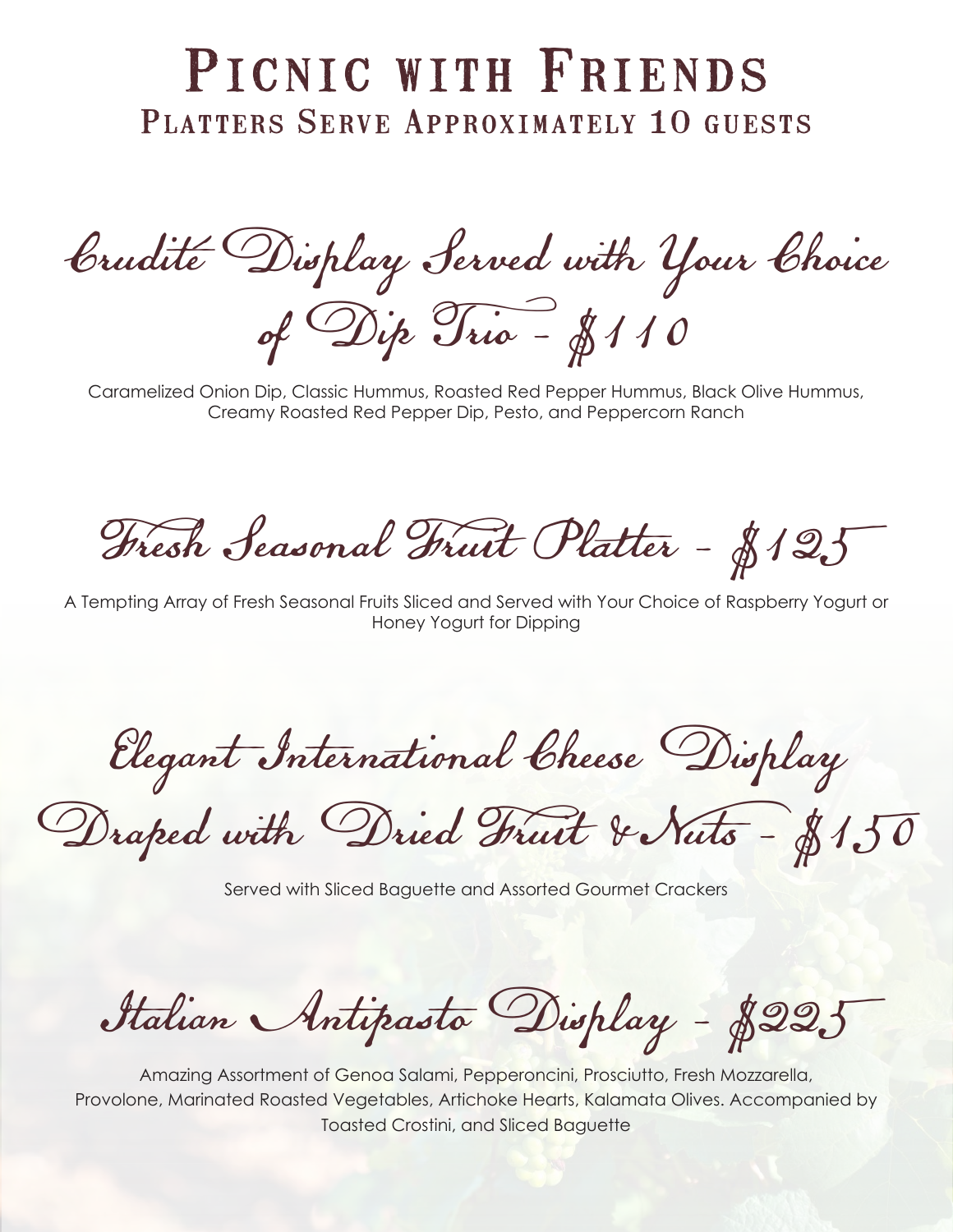# Picnic with Friends

## Platters Serve Approximately 10 guests

### Crudité Display Served with Your Choice of Dip Trio - $110

Caramelized Onion Dip, Classic Hummus, Roasted Red Pepper Hummus, Black Olive Hummus, Creamy Roasted Red Pepper Dip, Pesto, and Peppercorn Ranch

### Fresh Seasonal Fruit Platter - $125

A Tempting Array of Fresh Seasonal Fruits Sliced and Served with Your Choice of Raspberry Yogurt or Honey Yogurt for Dipping

### Elegant International Cheese Display Draped with Dried Fruit & Nuts - $150

Served with Sliced Baguette and Assorted Gourmet Crackers

### Italian Antipasto Display - $225

Amazing Assortment of Genoa Salami, Pepperoncini, Prosciutto, Fresh Mozzarella, Provolone, Marinated Roasted Vegetables, Artichoke Hearts, Kalamata Olives. Accompanied by Toasted Crostini, and Sliced Baguette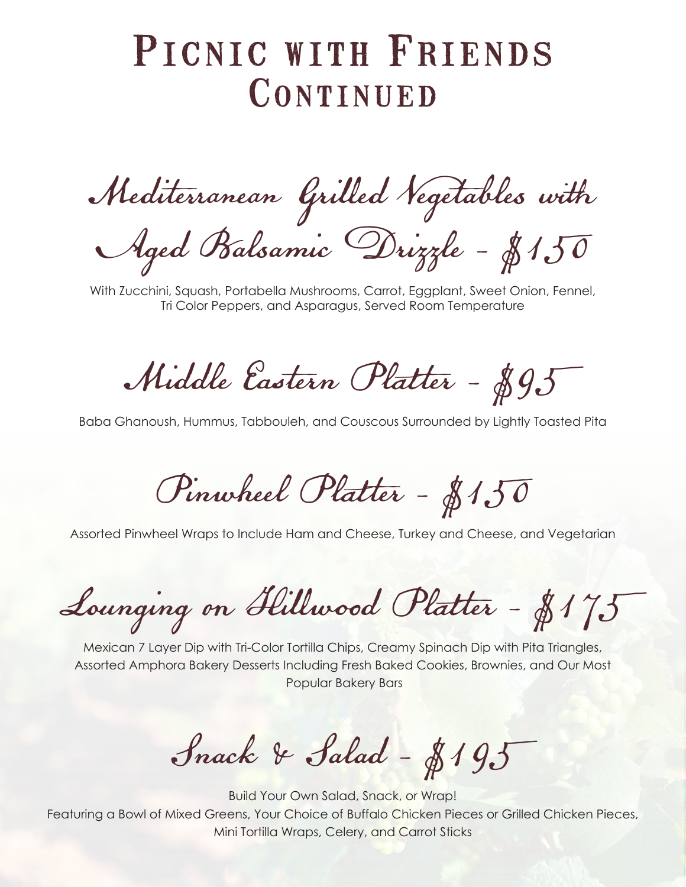# Picnic with Friends Continued

## Mediterranean Grilled Vegetables with Aged Balsamic Drizzle - $150

With Zucchini, Squash, Portabella Mushrooms, Carrot, Eggplant, Sweet Onion, Fennel, Tri Color Peppers, and Asparagus, Served Room Temperature

## Middle Eastern Platter - $95

Baba Ghanoush, Hummus, Tabbouleh, and Couscous Surrounded by Lightly Toasted Pita

## Pinwheel Platter - $150

Assorted Pinwheel Wraps to Include Ham and Cheese, Turkey and Cheese, and Vegetarian

## Lounging on Hillwood Platter - $175

Mexican 7 Layer Dip with Tri-Color Tortilla Chips, Creamy Spinach Dip with Pita Triangles, Assorted Amphora Bakery Desserts Including Fresh Baked Cookies, Brownies, and Our Most Popular Bakery Bars

## Snack & Salad - $195

Build Your Own Salad, Snack, or Wrap!
Featuring a Bowl of Mixed Greens, Your Choice of Buffalo Chicken Pieces or Grilled Chicken Pieces, Mini Tortilla Wraps, Celery, and Carrot Sticks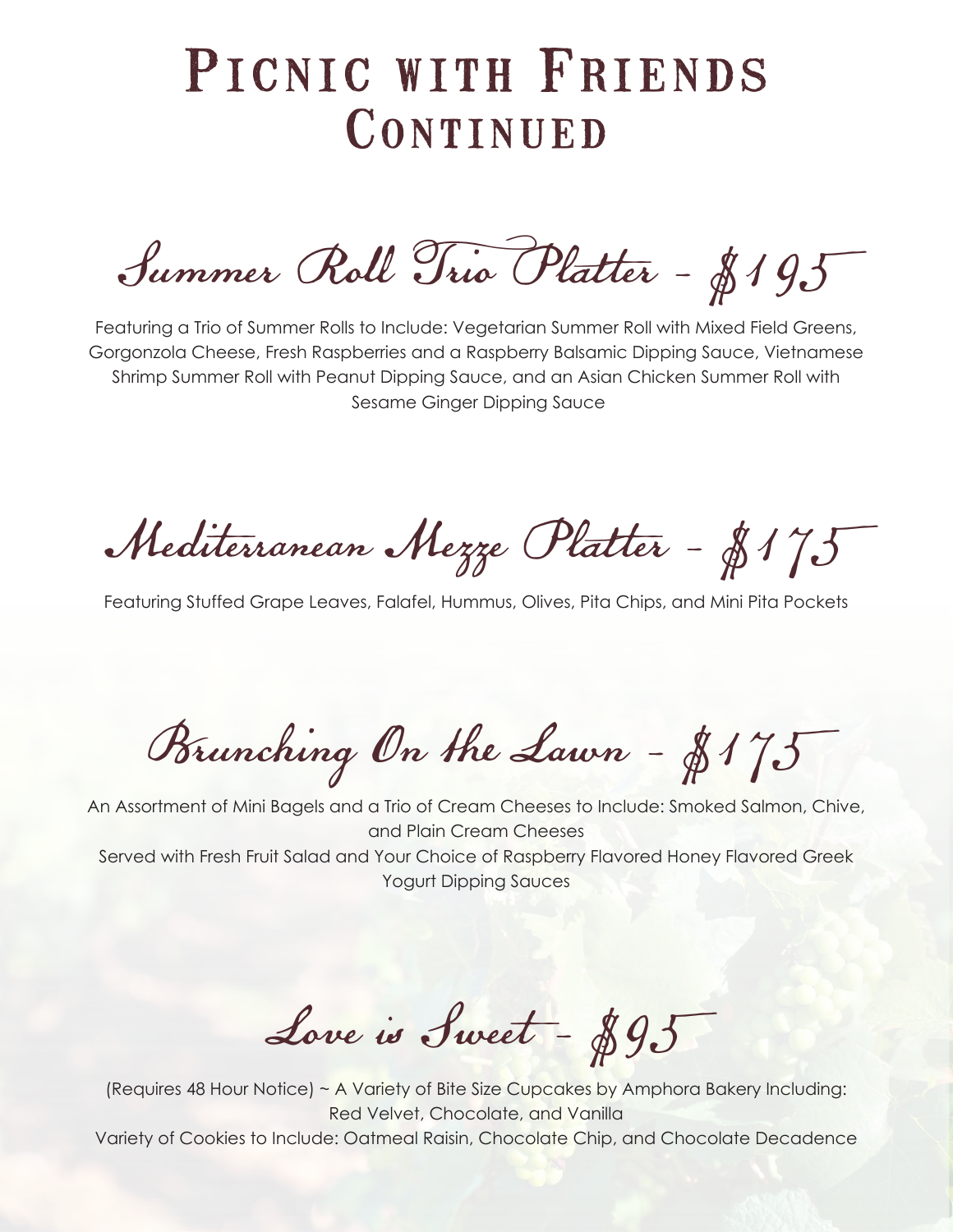# Picnic with Friends Continued

## Summer Roll Trio Platter - $195

Featuring a Trio of Summer Rolls to Include: Vegetarian Summer Roll with Mixed Field Greens, Gorgonzola Cheese, Fresh Raspberries and a Raspberry Balsamic Dipping Sauce, Vietnamese Shrimp Summer Roll with Peanut Dipping Sauce, and an Asian Chicken Summer Roll with Sesame Ginger Dipping Sauce

## Mediterranean Mezze Platter - $175

Featuring Stuffed Grape Leaves, Falafel, Hummus, Olives, Pita Chips, and Mini Pita Pockets

## Brunching On the Lawn - $175

An Assortment of Mini Bagels and a Trio of Cream Cheeses to Include: Smoked Salmon, Chive, and Plain Cream Cheeses
Served with Fresh Fruit Salad and Your Choice of Raspberry Flavored Honey Flavored Greek Yogurt Dipping Sauces

## Love is Sweet - $95

(Requires 48 Hour Notice) ~ A Variety of Bite Size Cupcakes by Amphora Bakery Including: Red Velvet, Chocolate, and Vanilla
Variety of Cookies to Include: Oatmeal Raisin, Chocolate Chip, and Chocolate Decadence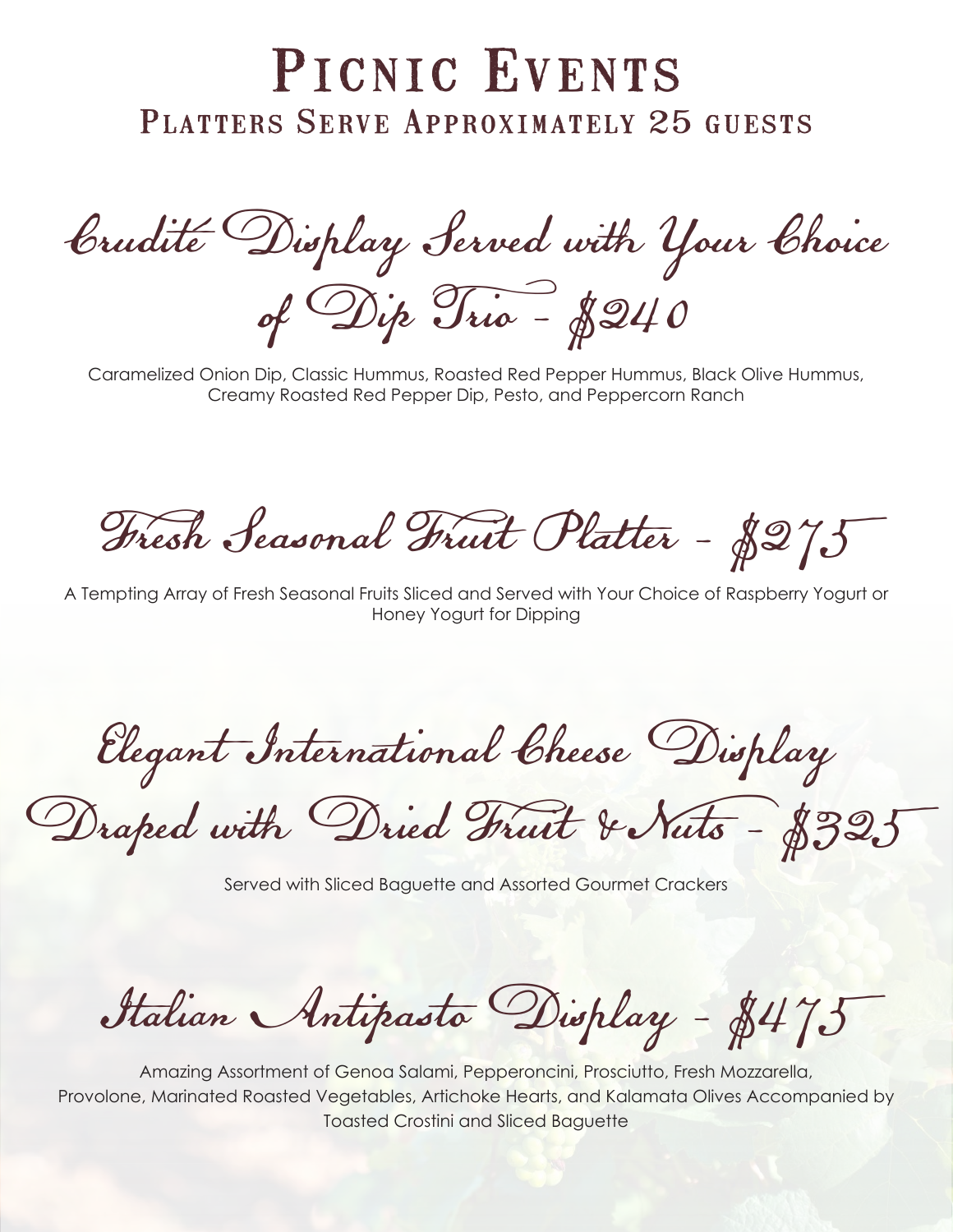# Picnic Events

## Platters Serve Approximately 25 guests

### Crudité Display Served with Your Choice of Dip Trio - $240

Caramelized Onion Dip, Classic Hummus, Roasted Red Pepper Hummus, Black Olive Hummus, Creamy Roasted Red Pepper Dip, Pesto, and Peppercorn Ranch

### Fresh Seasonal Fruit Platter - $275

A Tempting Array of Fresh Seasonal Fruits Sliced and Served with Your Choice of Raspberry Yogurt or Honey Yogurt for Dipping

### Elegant International Cheese Display Draped with Dried Fruit & Nuts - $325

Served with Sliced Baguette and Assorted Gourmet Crackers

### Italian Antipasto Display - $475

Amazing Assortment of Genoa Salami, Pepperoncini, Prosciutto, Fresh Mozzarella, Provolone, Marinated Roasted Vegetables, Artichoke Hearts, and Kalamata Olives Accompanied by Toasted Crostini and Sliced Baguette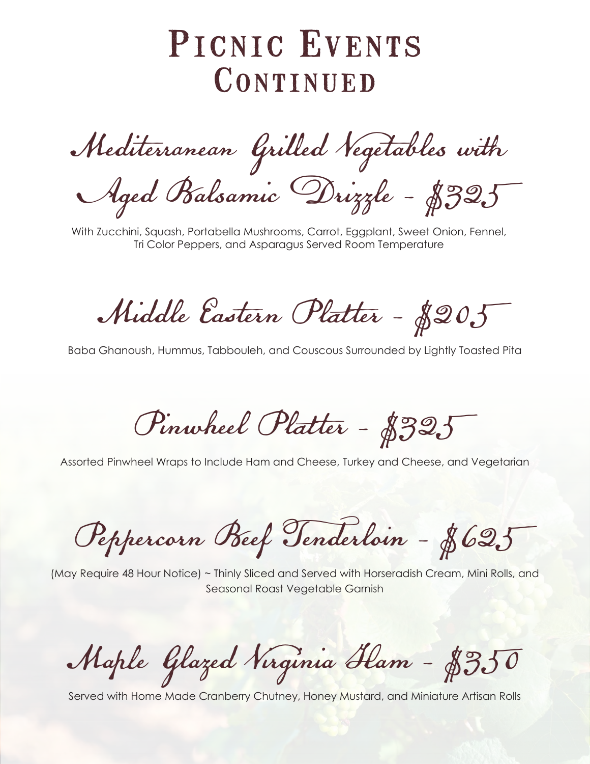# Picnic Events Continued

## Mediterranean Grilled Vegetables with Aged Balsamic Drizzle - $325

With Zucchini, Squash, Portabella Mushrooms, Carrot, Eggplant, Sweet Onion, Fennel, Tri Color Peppers, and Asparagus Served Room Temperature

## Middle Eastern Platter - $205

Baba Ghanoush, Hummus, Tabbouleh, and Couscous Surrounded by Lightly Toasted Pita

## Pinwheel Platter - $325

Assorted Pinwheel Wraps to Include Ham and Cheese, Turkey and Cheese, and Vegetarian

## Peppercorn Beef Tenderloin - $625

(May Require 48 Hour Notice) ~ Thinly Sliced and Served with Horseradish Cream, Mini Rolls, and Seasonal Roast Vegetable Garnish

## Maple Glazed Virginia Ham - $350

Served with Home Made Cranberry Chutney, Honey Mustard, and Miniature Artisan Rolls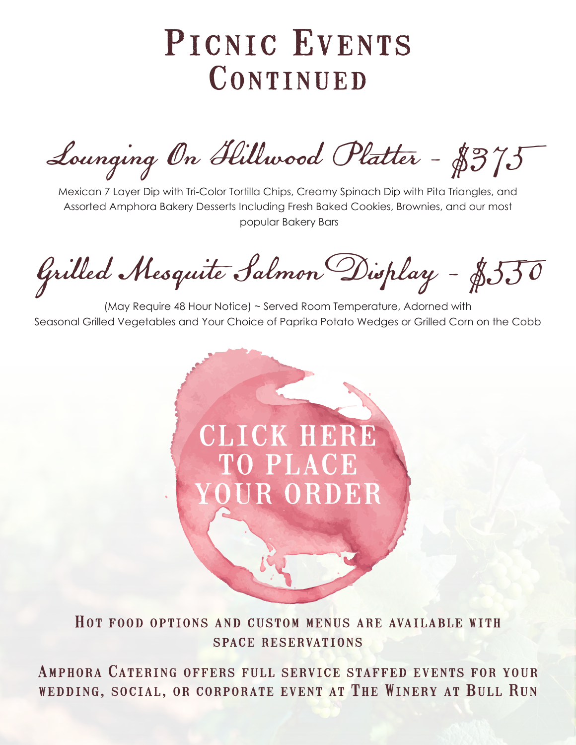# Picnic Events Continued

## Lounging On Hillwood Platter - $375

Mexican 7 Layer Dip with Tri-Color Tortilla Chips, Creamy Spinach Dip with Pita Triangles, and Assorted Amphora Bakery Desserts Including Fresh Baked Cookies, Brownies, and our most popular Bakery Bars

## Grilled Mesquite Salmon Display - $550

(May Require 48 Hour Notice) ~ Served Room Temperature, Adorned with Seasonal Grilled Vegetables and Your Choice of Paprika Potato Wedges or Grilled Corn on the Cobb

CLICK HERE TO PLACE YOUR ORDER

Hot food options and custom menus are available with space reservations

Amphora Catering offers full service staffed events for your wedding, social, or corporate event at The Winery at Bull Run